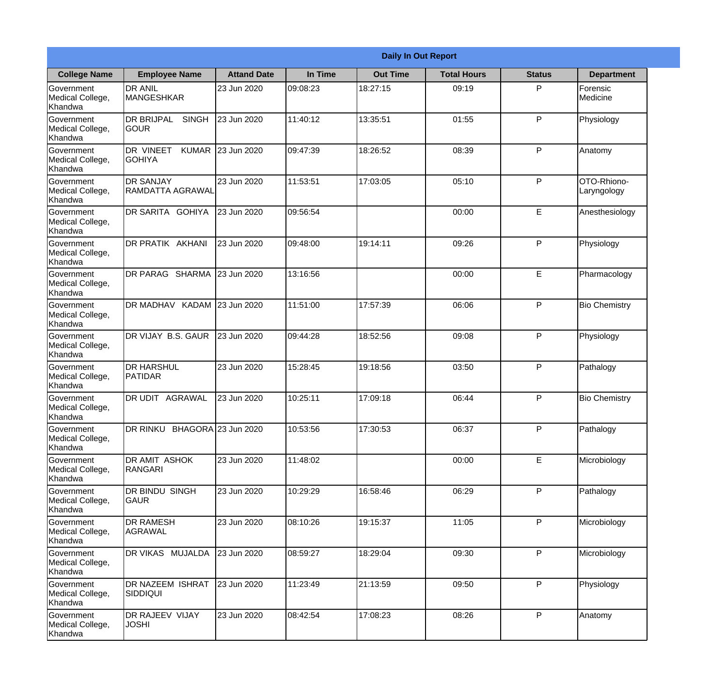**Daily In Out Report**

| College Name | Employee Name | Attand Date | In Time | Out Time | Total Hours | Status | Department |
|---|---|---|---|---|---|---|---|
| Government Medical College, Khandwa | DR ANIL MANGESHKAR | 23 Jun 2020 | 09:08:23 | 18:27:15 | 09:19 | P | Forensic Medicine |
| Government Medical College, Khandwa | DR BRIJPAL SINGH GOUR | 23 Jun 2020 | 11:40:12 | 13:35:51 | 01:55 | P | Physiology |
| Government Medical College, Khandwa | DR VINEET KUMAR GOHIYA | 23 Jun 2020 | 09:47:39 | 18:26:52 | 08:39 | P | Anatomy |
| Government Medical College, Khandwa | DR SANJAY RAMDATTA AGRAWAL | 23 Jun 2020 | 11:53:51 | 17:03:05 | 05:10 | P | OTO-Rhiono-Laryngology |
| Government Medical College, Khandwa | DR SARITA GOHIYA | 23 Jun 2020 | 09:56:54 | | 00:00 | E | Anesthesiology |
| Government Medical College, Khandwa | DR PRATIK AKHANI | 23 Jun 2020 | 09:48:00 | 19:14:11 | 09:26 | P | Physiology |
| Government Medical College, Khandwa | DR PARAG SHARMA | 23 Jun 2020 | 13:16:56 | | 00:00 | E | Pharmacology |
| Government Medical College, Khandwa | DR MADHAV KADAM | 23 Jun 2020 | 11:51:00 | 17:57:39 | 06:06 | P | Bio Chemistry |
| Government Medical College, Khandwa | DR VIJAY B.S. GAUR | 23 Jun 2020 | 09:44:28 | 18:52:56 | 09:08 | P | Physiology |
| Government Medical College, Khandwa | DR HARSHUL PATIDAR | 23 Jun 2020 | 15:28:45 | 19:18:56 | 03:50 | P | Pathalogy |
| Government Medical College, Khandwa | DR UDIT AGRAWAL | 23 Jun 2020 | 10:25:11 | 17:09:18 | 06:44 | P | Bio Chemistry |
| Government Medical College, Khandwa | DR RINKU BHAGORA | 23 Jun 2020 | 10:53:56 | 17:30:53 | 06:37 | P | Pathalogy |
| Government Medical College, Khandwa | DR AMIT ASHOK RANGARI | 23 Jun 2020 | 11:48:02 | | 00:00 | E | Microbiology |
| Government Medical College, Khandwa | DR BINDU SINGH GAUR | 23 Jun 2020 | 10:29:29 | 16:58:46 | 06:29 | P | Pathalogy |
| Government Medical College, Khandwa | DR RAMESH AGRAWAL | 23 Jun 2020 | 08:10:26 | 19:15:37 | 11:05 | P | Microbiology |
| Government Medical College, Khandwa | DR VIKAS MUJALDA | 23 Jun 2020 | 08:59:27 | 18:29:04 | 09:30 | P | Microbiology |
| Government Medical College, Khandwa | DR NAZEEM ISHRAT SIDDIQUI | 23 Jun 2020 | 11:23:49 | 21:13:59 | 09:50 | P | Physiology |
| Government Medical College, Khandwa | DR RAJEEV VIJAY JOSHI | 23 Jun 2020 | 08:42:54 | 17:08:23 | 08:26 | P | Anatomy |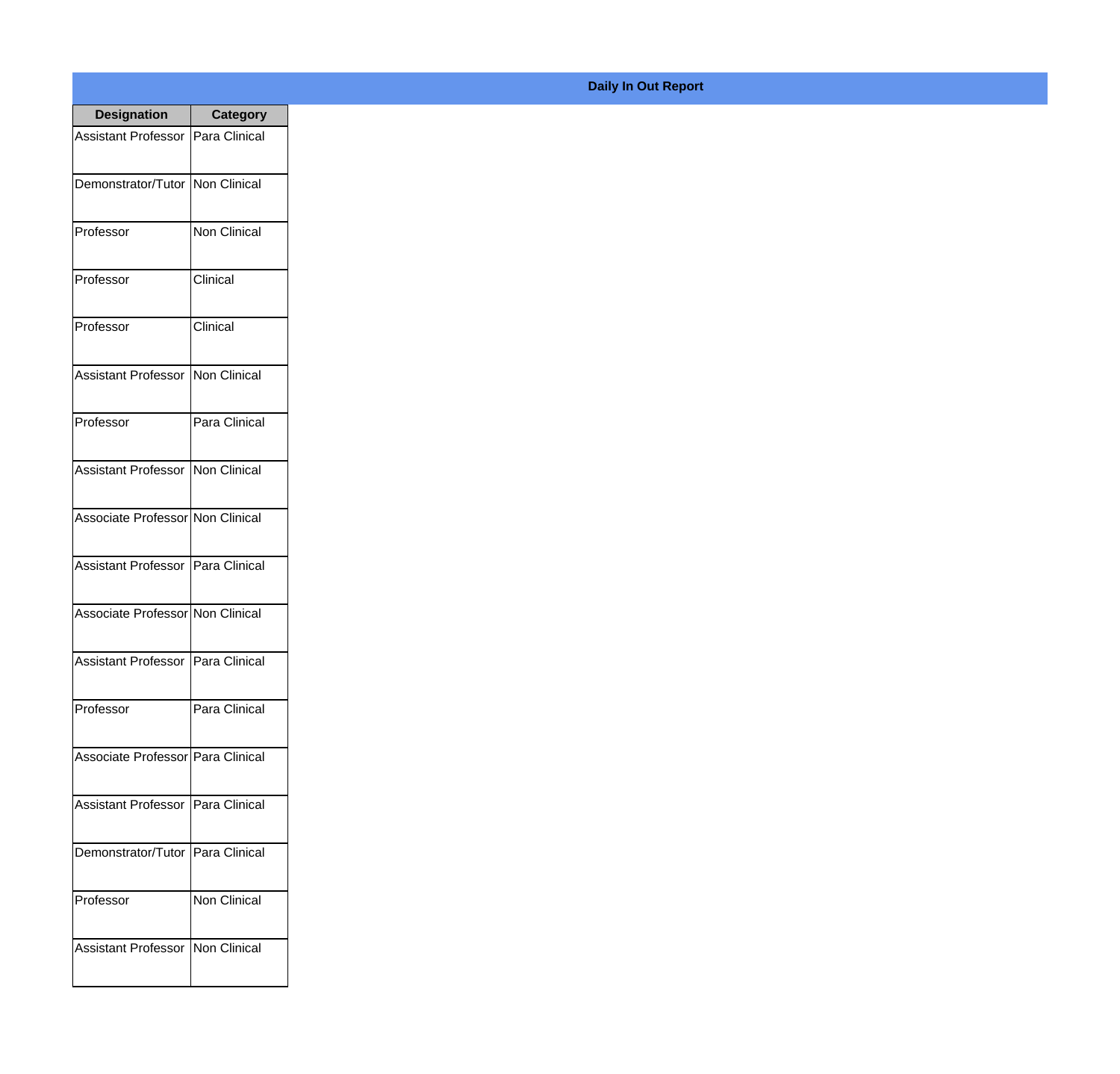**Daily In Out Report**

| Designation | Category |
|---|---|
| Assistant Professor | Para Clinical |
| Demonstrator/Tutor | Non Clinical |
| Professor | Non Clinical |
| Professor | Clinical |
| Professor | Clinical |
| Assistant Professor | Non Clinical |
| Professor | Para Clinical |
| Assistant Professor | Non Clinical |
| Associate Professor | Non Clinical |
| Assistant Professor | Para Clinical |
| Associate Professor | Non Clinical |
| Assistant Professor | Para Clinical |
| Professor | Para Clinical |
| Associate Professor | Para Clinical |
| Assistant Professor | Para Clinical |
| Demonstrator/Tutor | Para Clinical |
| Professor | Non Clinical |
| Assistant Professor | Non Clinical |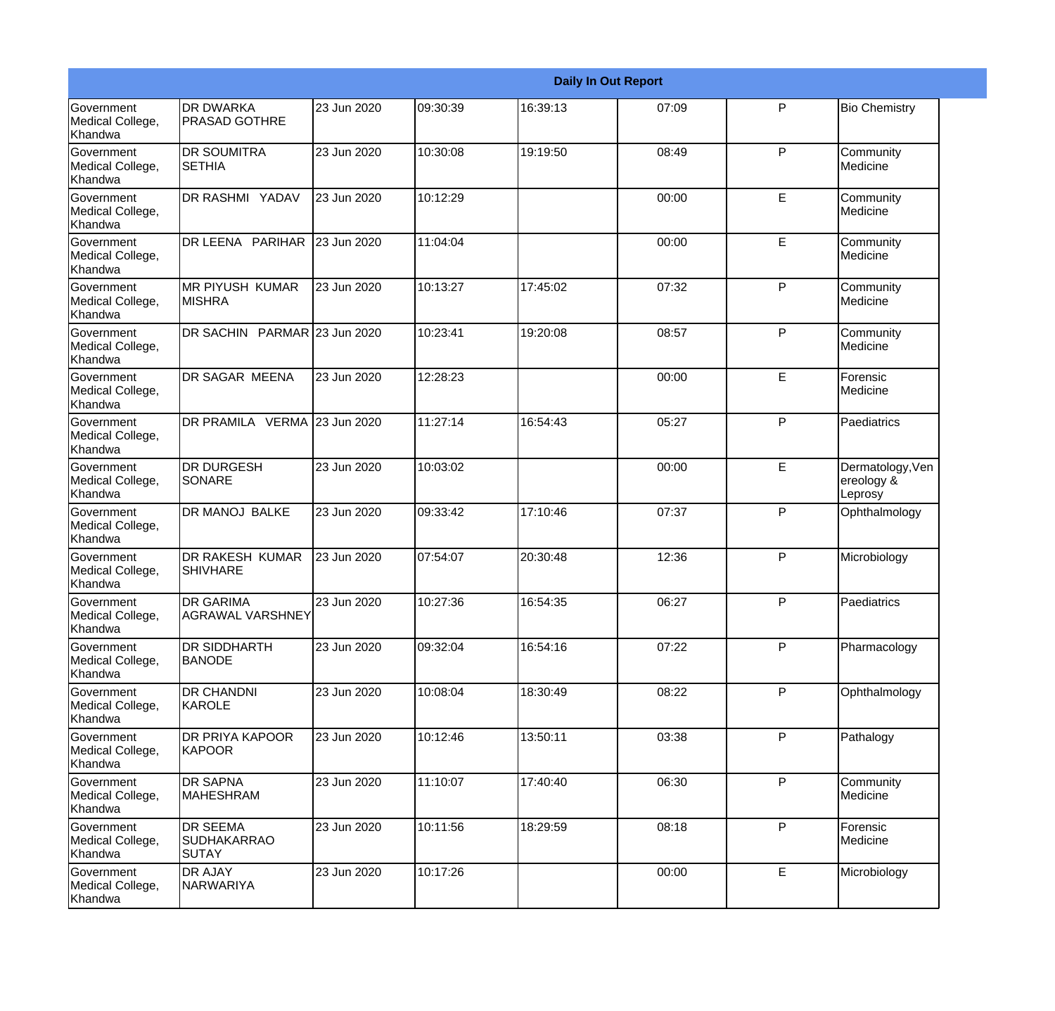| Daily In Out Report | | | | | | | |
|---|---|---|---|---|---|---|---|
| Government Medical College, Khandwa | DR DWARKA PRASAD GOTHRE | 23 Jun 2020 | 09:30:39 | 16:39:13 | 07:09 | P | Bio Chemistry |
| Government Medical College, Khandwa | DR SOUMITRA SETHIA | 23 Jun 2020 | 10:30:08 | 19:19:50 | 08:49 | P | Community Medicine |
| Government Medical College, Khandwa | DR RASHMI YADAV | 23 Jun 2020 | 10:12:29 | | 00:00 | E | Community Medicine |
| Government Medical College, Khandwa | DR LEENA PARIHAR | 23 Jun 2020 | 11:04:04 | | 00:00 | E | Community Medicine |
| Government Medical College, Khandwa | MR PIYUSH KUMAR MISHRA | 23 Jun 2020 | 10:13:27 | 17:45:02 | 07:32 | P | Community Medicine |
| Government Medical College, Khandwa | DR SACHIN PARMAR | 23 Jun 2020 | 10:23:41 | 19:20:08 | 08:57 | P | Community Medicine |
| Government Medical College, Khandwa | DR SAGAR MEENA | 23 Jun 2020 | 12:28:23 | | 00:00 | E | Forensic Medicine |
| Government Medical College, Khandwa | DR PRAMILA VERMA | 23 Jun 2020 | 11:27:14 | 16:54:43 | 05:27 | P | Paediatrics |
| Government Medical College, Khandwa | DR DURGESH SONARE | 23 Jun 2020 | 10:03:02 | | 00:00 | E | Dermatology,Venereology & Leprosy |
| Government Medical College, Khandwa | DR MANOJ BALKE | 23 Jun 2020 | 09:33:42 | 17:10:46 | 07:37 | P | Ophthalmology |
| Government Medical College, Khandwa | DR RAKESH KUMAR SHIVHARE | 23 Jun 2020 | 07:54:07 | 20:30:48 | 12:36 | P | Microbiology |
| Government Medical College, Khandwa | DR GARIMA AGRAWAL VARSHNEY | 23 Jun 2020 | 10:27:36 | 16:54:35 | 06:27 | P | Paediatrics |
| Government Medical College, Khandwa | DR SIDDHARTH BANODE | 23 Jun 2020 | 09:32:04 | 16:54:16 | 07:22 | P | Pharmacology |
| Government Medical College, Khandwa | DR CHANDNI KAROLE | 23 Jun 2020 | 10:08:04 | 18:30:49 | 08:22 | P | Ophthalmology |
| Government Medical College, Khandwa | DR PRIYA KAPOOR KAPOOR | 23 Jun 2020 | 10:12:46 | 13:50:11 | 03:38 | P | Pathalogy |
| Government Medical College, Khandwa | DR SAPNA MAHESHRAM | 23 Jun 2020 | 11:10:07 | 17:40:40 | 06:30 | P | Community Medicine |
| Government Medical College, Khandwa | DR SEEMA SUDHAKARRAO SUTAY | 23 Jun 2020 | 10:11:56 | 18:29:59 | 08:18 | P | Forensic Medicine |
| Government Medical College, Khandwa | DR AJAY NARWARIYA | 23 Jun 2020 | 10:17:26 | | 00:00 | E | Microbiology |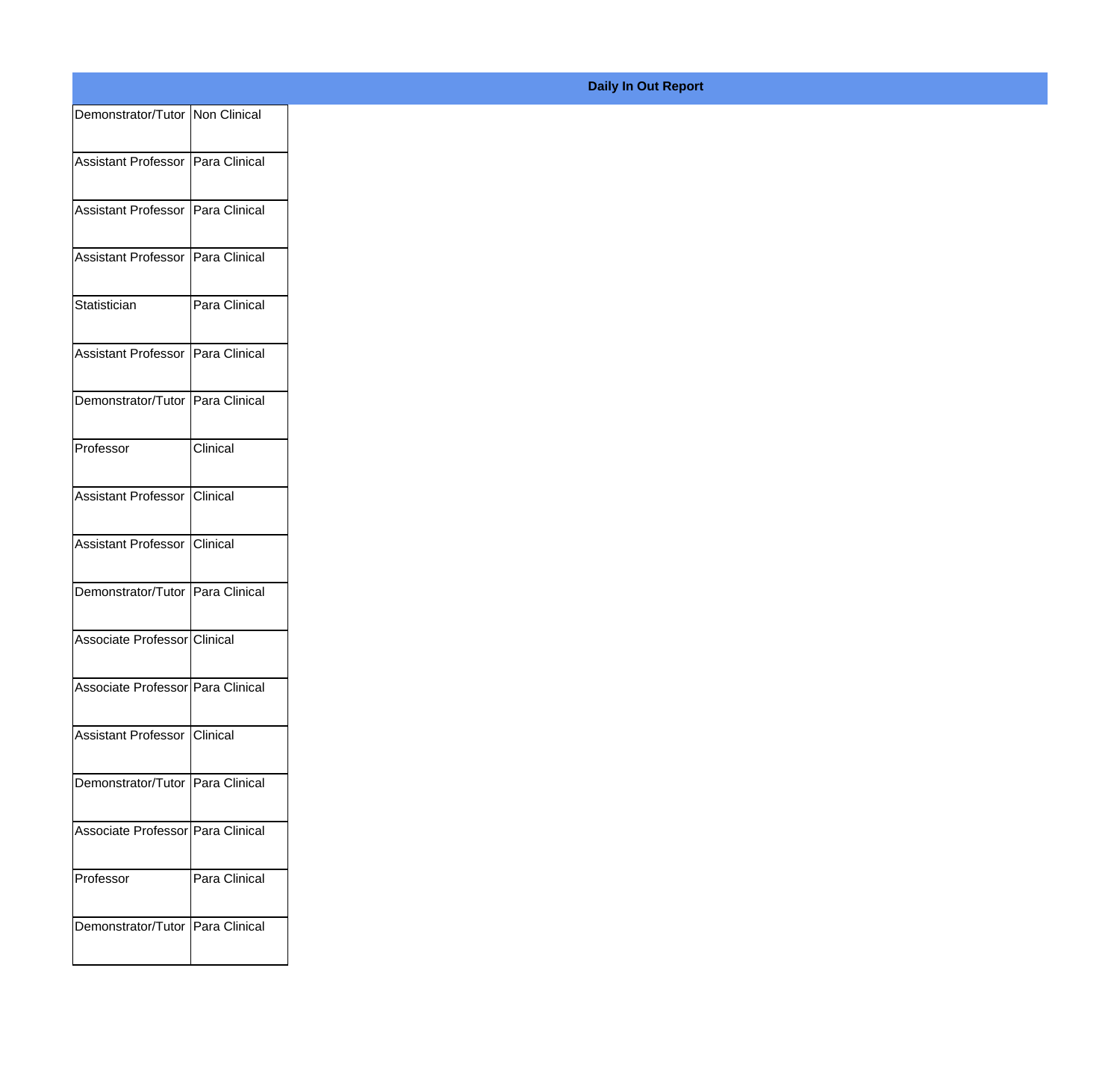**Daily In Out Report**

| | |
|---|---|
| Demonstrator/Tutor | Non Clinical |
| Assistant Professor | Para Clinical |
| Assistant Professor | Para Clinical |
| Assistant Professor | Para Clinical |
| Statistician | Para Clinical |
| Assistant Professor | Para Clinical |
| Demonstrator/Tutor | Para Clinical |
| Professor | Clinical |
| Assistant Professor | Clinical |
| Assistant Professor | Clinical |
| Demonstrator/Tutor | Para Clinical |
| Associate Professor | Clinical |
| Associate Professor | Para Clinical |
| Assistant Professor | Clinical |
| Demonstrator/Tutor | Para Clinical |
| Associate Professor | Para Clinical |
| Professor | Para Clinical |
| Demonstrator/Tutor | Para Clinical |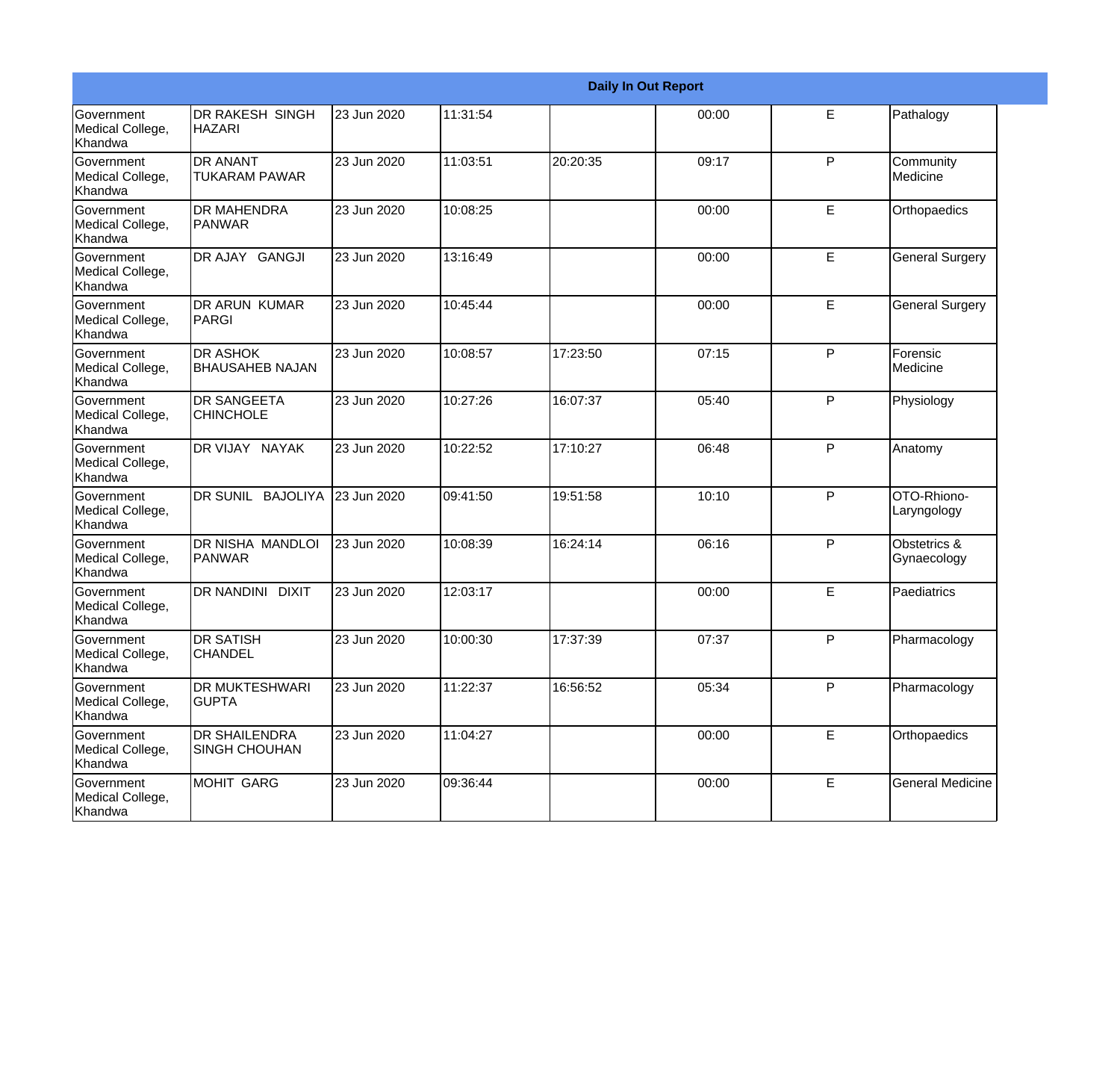| Daily In Out Report | | | | | | | |
|---|---|---|---|---|---|---|---|
| Government Medical College, Khandwa | DR RAKESH SINGH HAZARI | 23 Jun 2020 | 11:31:54 | | 00:00 | E | Pathalogy |
| Government Medical College, Khandwa | DR ANANT TUKARAM PAWAR | 23 Jun 2020 | 11:03:51 | 20:20:35 | 09:17 | P | Community Medicine |
| Government Medical College, Khandwa | DR MAHENDRA PANWAR | 23 Jun 2020 | 10:08:25 | | 00:00 | E | Orthopaedics |
| Government Medical College, Khandwa | DR AJAY GANGJI | 23 Jun 2020 | 13:16:49 | | 00:00 | E | General Surgery |
| Government Medical College, Khandwa | DR ARUN KUMAR PARGI | 23 Jun 2020 | 10:45:44 | | 00:00 | E | General Surgery |
| Government Medical College, Khandwa | DR ASHOK BHAUSAHEB NAJAN | 23 Jun 2020 | 10:08:57 | 17:23:50 | 07:15 | P | Forensic Medicine |
| Government Medical College, Khandwa | DR SANGEETA CHINCHOLE | 23 Jun 2020 | 10:27:26 | 16:07:37 | 05:40 | P | Physiology |
| Government Medical College, Khandwa | DR VIJAY NAYAK | 23 Jun 2020 | 10:22:52 | 17:10:27 | 06:48 | P | Anatomy |
| Government Medical College, Khandwa | DR SUNIL BAJOLIYA | 23 Jun 2020 | 09:41:50 | 19:51:58 | 10:10 | P | OTO-Rhiono-Laryngology |
| Government Medical College, Khandwa | DR NISHA MANDLOI PANWAR | 23 Jun 2020 | 10:08:39 | 16:24:14 | 06:16 | P | Obstetrics & Gynaecology |
| Government Medical College, Khandwa | DR NANDINI DIXIT | 23 Jun 2020 | 12:03:17 | | 00:00 | E | Paediatrics |
| Government Medical College, Khandwa | DR SATISH CHANDEL | 23 Jun 2020 | 10:00:30 | 17:37:39 | 07:37 | P | Pharmacology |
| Government Medical College, Khandwa | DR MUKTESHWARI GUPTA | 23 Jun 2020 | 11:22:37 | 16:56:52 | 05:34 | P | Pharmacology |
| Government Medical College, Khandwa | DR SHAILENDRA SINGH CHOUHAN | 23 Jun 2020 | 11:04:27 | | 00:00 | E | Orthopaedics |
| Government Medical College, Khandwa | MOHIT GARG | 23 Jun 2020 | 09:36:44 | | 00:00 | E | General Medicine |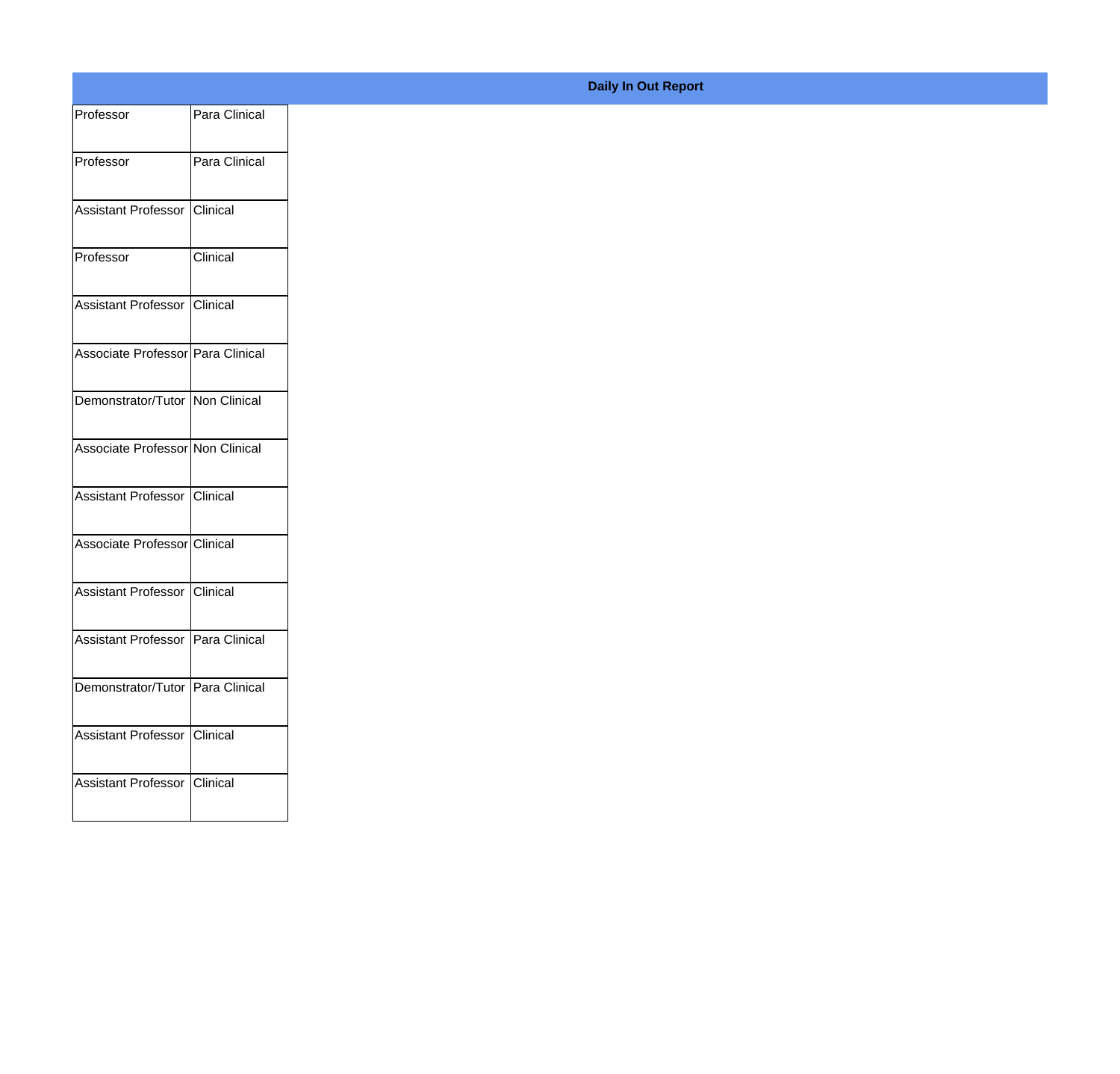**Daily In Out Report**

| | |
|---|---|
| Professor | Para Clinical |
| Professor | Para Clinical |
| Assistant Professor | Clinical |
| Professor | Clinical |
| Assistant Professor | Clinical |
| Associate Professor | Para Clinical |
| Demonstrator/Tutor | Non Clinical |
| Associate Professor | Non Clinical |
| Assistant Professor | Clinical |
| Associate Professor | Clinical |
| Assistant Professor | Clinical |
| Assistant Professor | Para Clinical |
| Demonstrator/Tutor | Para Clinical |
| Assistant Professor | Clinical |
| Assistant Professor | Clinical |